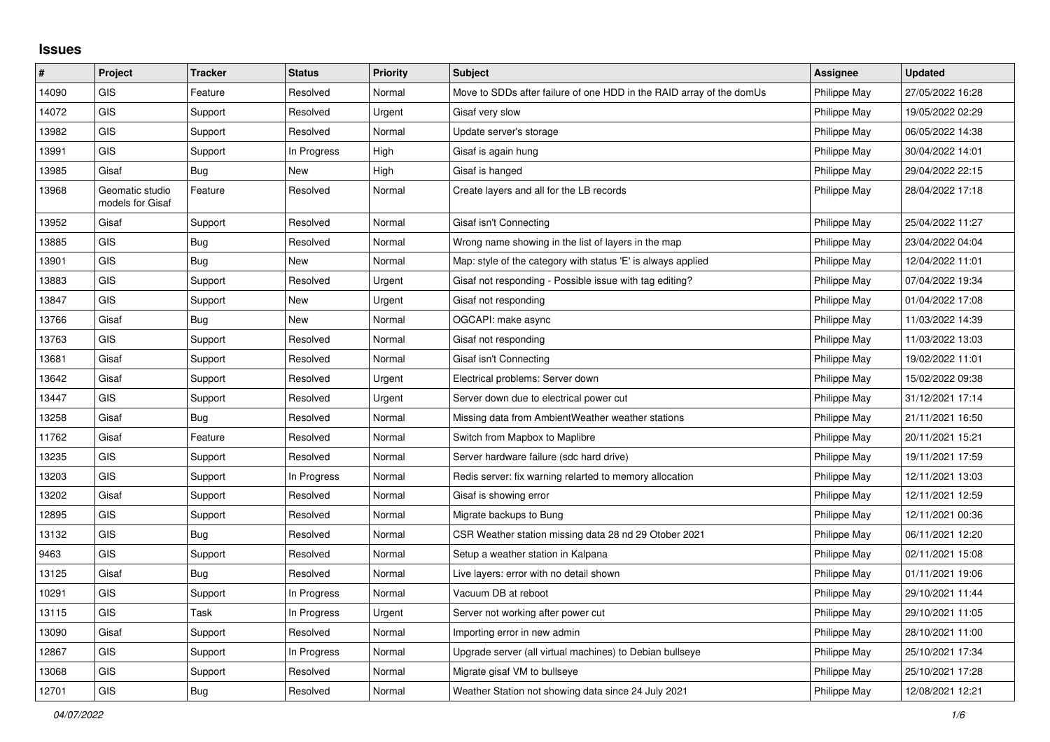## Issues

| # | Project | Tracker | Status | Priority | Subject | Assignee | Updated |
|---|---|---|---|---|---|---|---|
| 14090 | GIS | Feature | Resolved | Normal | Move to SDDs after failure of one HDD in the RAID array of the domUs | Philippe May | 27/05/2022 16:28 |
| 14072 | GIS | Support | Resolved | Urgent | Gisaf very slow | Philippe May | 19/05/2022 02:29 |
| 13982 | GIS | Support | Resolved | Normal | Update server's storage | Philippe May | 06/05/2022 14:38 |
| 13991 | GIS | Support | In Progress | High | Gisaf is again hung | Philippe May | 30/04/2022 14:01 |
| 13985 | Gisaf | Bug | New | High | Gisaf is hanged | Philippe May | 29/04/2022 22:15 |
| 13968 | Geomatic studio models for Gisaf | Feature | Resolved | Normal | Create layers and all for the LB records | Philippe May | 28/04/2022 17:18 |
| 13952 | Gisaf | Support | Resolved | Normal | Gisaf isn't Connecting | Philippe May | 25/04/2022 11:27 |
| 13885 | GIS | Bug | Resolved | Normal | Wrong name showing in the list of layers in the map | Philippe May | 23/04/2022 04:04 |
| 13901 | GIS | Bug | New | Normal | Map: style of the category with status 'E' is always applied | Philippe May | 12/04/2022 11:01 |
| 13883 | GIS | Support | Resolved | Urgent | Gisaf not responding - Possible issue with tag editing? | Philippe May | 07/04/2022 19:34 |
| 13847 | GIS | Support | New | Urgent | Gisaf not responding | Philippe May | 01/04/2022 17:08 |
| 13766 | Gisaf | Bug | New | Normal | OGCAPI: make async | Philippe May | 11/03/2022 14:39 |
| 13763 | GIS | Support | Resolved | Normal | Gisaf not responding | Philippe May | 11/03/2022 13:03 |
| 13681 | Gisaf | Support | Resolved | Normal | Gisaf isn't Connecting | Philippe May | 19/02/2022 11:01 |
| 13642 | Gisaf | Support | Resolved | Urgent | Electrical problems: Server down | Philippe May | 15/02/2022 09:38 |
| 13447 | GIS | Support | Resolved | Urgent | Server down due to electrical power cut | Philippe May | 31/12/2021 17:14 |
| 13258 | Gisaf | Bug | Resolved | Normal | Missing data from AmbientWeather weather stations | Philippe May | 21/11/2021 16:50 |
| 11762 | Gisaf | Feature | Resolved | Normal | Switch from Mapbox to Maplibre | Philippe May | 20/11/2021 15:21 |
| 13235 | GIS | Support | Resolved | Normal | Server hardware failure (sdc hard drive) | Philippe May | 19/11/2021 17:59 |
| 13203 | GIS | Support | In Progress | Normal | Redis server: fix warning relarted to memory allocation | Philippe May | 12/11/2021 13:03 |
| 13202 | Gisaf | Support | Resolved | Normal | Gisaf is showing error | Philippe May | 12/11/2021 12:59 |
| 12895 | GIS | Support | Resolved | Normal | Migrate backups to Bung | Philippe May | 12/11/2021 00:36 |
| 13132 | GIS | Bug | Resolved | Normal | CSR Weather station missing data 28 nd 29 Otober 2021 | Philippe May | 06/11/2021 12:20 |
| 9463 | GIS | Support | Resolved | Normal | Setup a weather station in Kalpana | Philippe May | 02/11/2021 15:08 |
| 13125 | Gisaf | Bug | Resolved | Normal | Live layers: error with no detail shown | Philippe May | 01/11/2021 19:06 |
| 10291 | GIS | Support | In Progress | Normal | Vacuum DB at reboot | Philippe May | 29/10/2021 11:44 |
| 13115 | GIS | Task | In Progress | Urgent | Server not working after power cut | Philippe May | 29/10/2021 11:05 |
| 13090 | Gisaf | Support | Resolved | Normal | Importing error in new admin | Philippe May | 28/10/2021 11:00 |
| 12867 | GIS | Support | In Progress | Normal | Upgrade server (all virtual machines) to Debian bullseye | Philippe May | 25/10/2021 17:34 |
| 13068 | GIS | Support | Resolved | Normal | Migrate gisaf VM to bullseye | Philippe May | 25/10/2021 17:28 |
| 12701 | GIS | Bug | Resolved | Normal | Weather Station not showing data since 24 July 2021 | Philippe May | 12/08/2021 12:21 |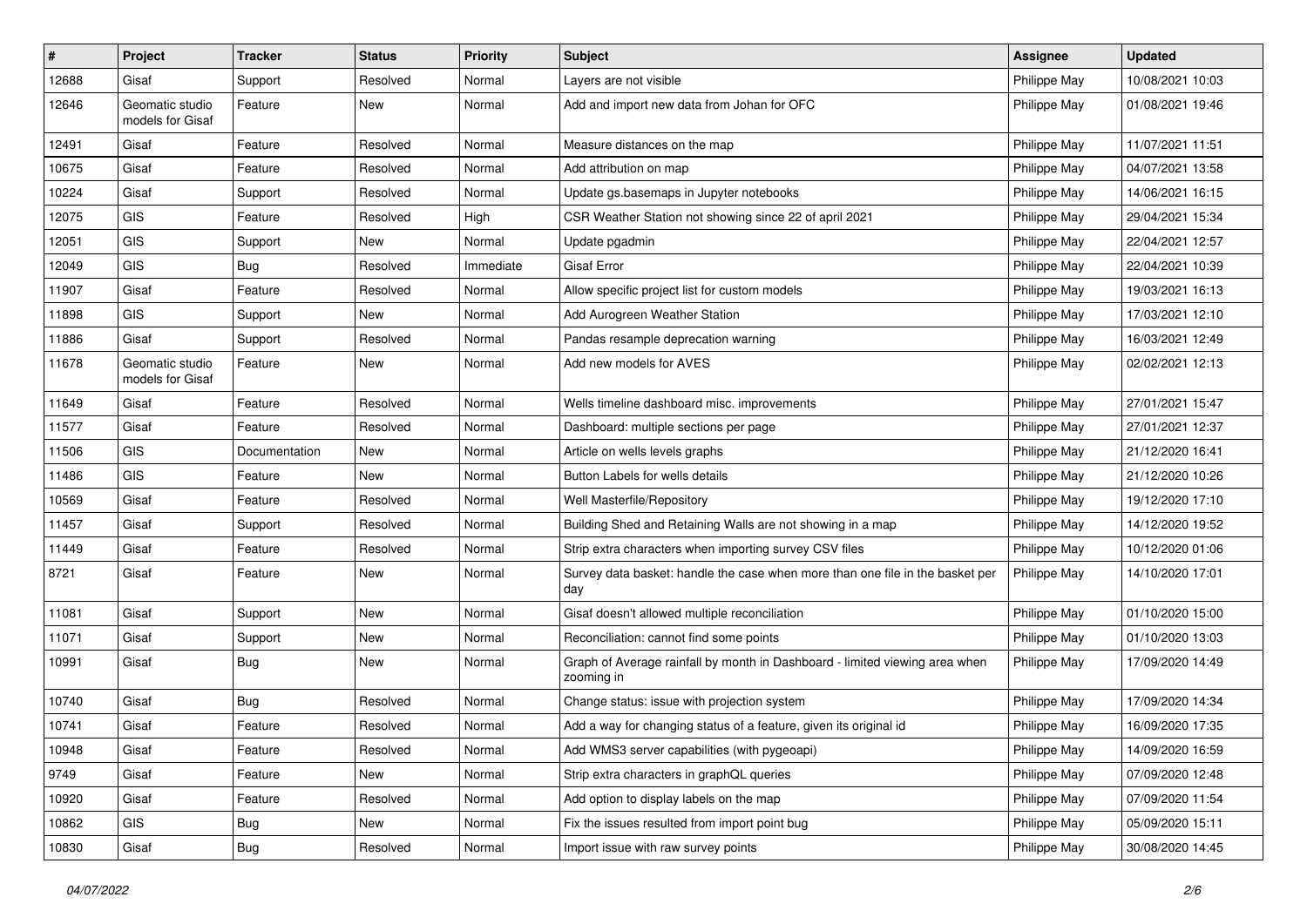| # | Project | Tracker | Status | Priority | Subject | Assignee | Updated |
|---|---|---|---|---|---|---|---|
| 12688 | Gisaf | Support | Resolved | Normal | Layers are not visible | Philippe May | 10/08/2021 10:03 |
| 12646 | Geomatic studio models for Gisaf | Feature | New | Normal | Add and import new data from Johan for OFC | Philippe May | 01/08/2021 19:46 |
| 12491 | Gisaf | Feature | Resolved | Normal | Measure distances on the map | Philippe May | 11/07/2021 11:51 |
| 10675 | Gisaf | Feature | Resolved | Normal | Add attribution on map | Philippe May | 04/07/2021 13:58 |
| 10224 | Gisaf | Support | Resolved | Normal | Update gs.basemaps in Jupyter notebooks | Philippe May | 14/06/2021 16:15 |
| 12075 | GIS | Feature | Resolved | High | CSR Weather Station not showing since 22 of april 2021 | Philippe May | 29/04/2021 15:34 |
| 12051 | GIS | Support | New | Normal | Update pgadmin | Philippe May | 22/04/2021 12:57 |
| 12049 | GIS | Bug | Resolved | Immediate | Gisaf Error | Philippe May | 22/04/2021 10:39 |
| 11907 | Gisaf | Feature | Resolved | Normal | Allow specific project list for custom models | Philippe May | 19/03/2021 16:13 |
| 11898 | GIS | Support | New | Normal | Add Aurogreen Weather Station | Philippe May | 17/03/2021 12:10 |
| 11886 | Gisaf | Support | Resolved | Normal | Pandas resample deprecation warning | Philippe May | 16/03/2021 12:49 |
| 11678 | Geomatic studio models for Gisaf | Feature | New | Normal | Add new models for AVES | Philippe May | 02/02/2021 12:13 |
| 11649 | Gisaf | Feature | Resolved | Normal | Wells timeline dashboard misc. improvements | Philippe May | 27/01/2021 15:47 |
| 11577 | Gisaf | Feature | Resolved | Normal | Dashboard: multiple sections per page | Philippe May | 27/01/2021 12:37 |
| 11506 | GIS | Documentation | New | Normal | Article on wells levels graphs | Philippe May | 21/12/2020 16:41 |
| 11486 | GIS | Feature | New | Normal | Button Labels for wells details | Philippe May | 21/12/2020 10:26 |
| 10569 | Gisaf | Feature | Resolved | Normal | Well Masterfile/Repository | Philippe May | 19/12/2020 17:10 |
| 11457 | Gisaf | Support | Resolved | Normal | Building Shed and Retaining Walls are not showing in a map | Philippe May | 14/12/2020 19:52 |
| 11449 | Gisaf | Feature | Resolved | Normal | Strip extra characters when importing survey CSV files | Philippe May | 10/12/2020 01:06 |
| 8721 | Gisaf | Feature | New | Normal | Survey data basket: handle the case when more than one file in the basket per day | Philippe May | 14/10/2020 17:01 |
| 11081 | Gisaf | Support | New | Normal | Gisaf doesn't allowed multiple reconciliation | Philippe May | 01/10/2020 15:00 |
| 11071 | Gisaf | Support | New | Normal | Reconciliation: cannot find some points | Philippe May | 01/10/2020 13:03 |
| 10991 | Gisaf | Bug | New | Normal | Graph of Average rainfall by month in Dashboard - limited viewing area when zooming in | Philippe May | 17/09/2020 14:49 |
| 10740 | Gisaf | Bug | Resolved | Normal | Change status: issue with projection system | Philippe May | 17/09/2020 14:34 |
| 10741 | Gisaf | Feature | Resolved | Normal | Add a way for changing status of a feature, given its original id | Philippe May | 16/09/2020 17:35 |
| 10948 | Gisaf | Feature | Resolved | Normal | Add WMS3 server capabilities (with pygeoapi) | Philippe May | 14/09/2020 16:59 |
| 9749 | Gisaf | Feature | New | Normal | Strip extra characters in graphQL queries | Philippe May | 07/09/2020 12:48 |
| 10920 | Gisaf | Feature | Resolved | Normal | Add option to display labels on the map | Philippe May | 07/09/2020 11:54 |
| 10862 | GIS | Bug | New | Normal | Fix the issues resulted from import point bug | Philippe May | 05/09/2020 15:11 |
| 10830 | Gisaf | Bug | Resolved | Normal | Import issue with raw survey points | Philippe May | 30/08/2020 14:45 |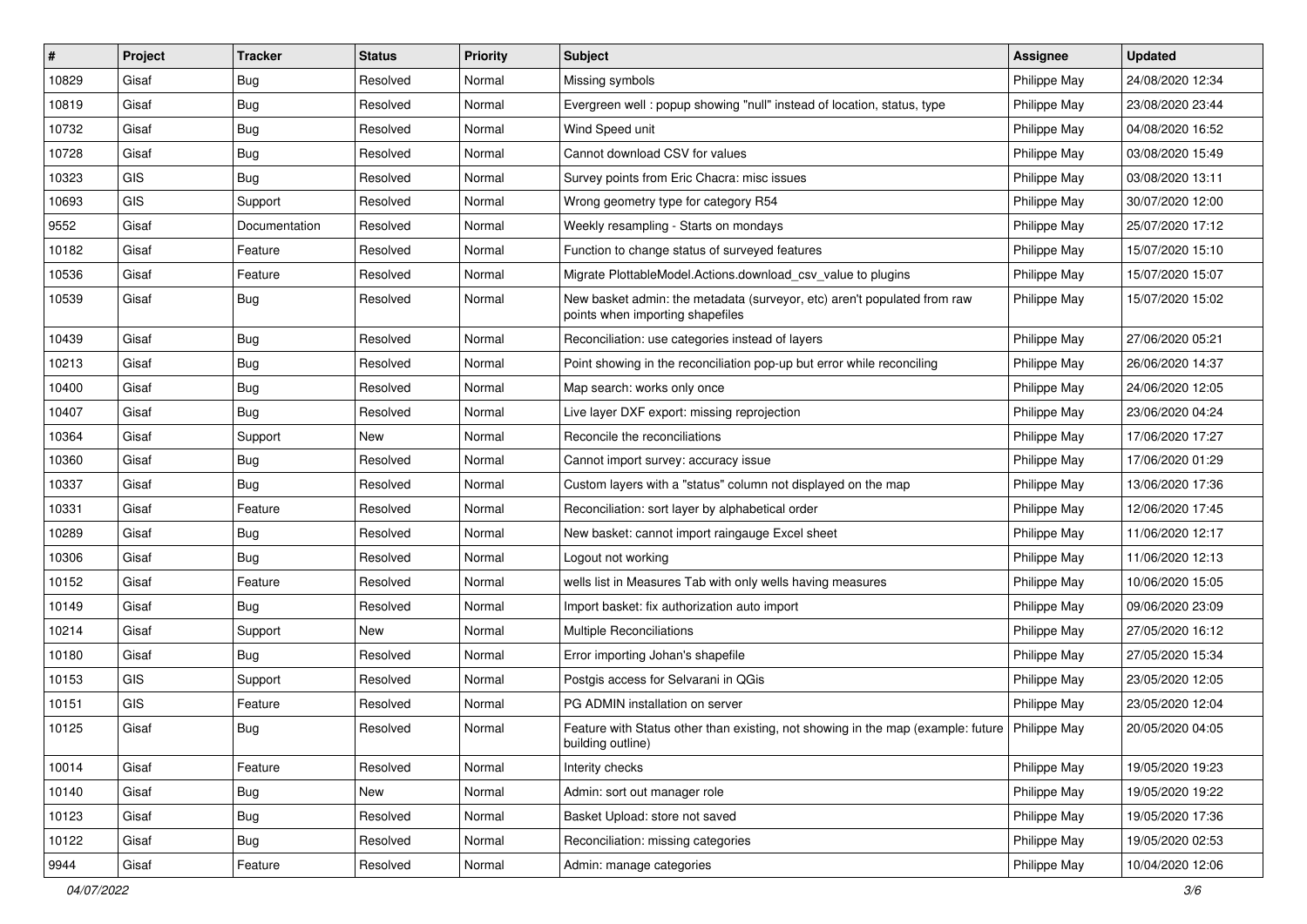| # | Project | Tracker | Status | Priority | Subject | Assignee | Updated |
|---|---|---|---|---|---|---|---|
| 10829 | Gisaf | Bug | Resolved | Normal | Missing symbols | Philippe May | 24/08/2020 12:34 |
| 10819 | Gisaf | Bug | Resolved | Normal | Evergreen well : popup showing "null" instead of location, status, type | Philippe May | 23/08/2020 23:44 |
| 10732 | Gisaf | Bug | Resolved | Normal | Wind Speed unit | Philippe May | 04/08/2020 16:52 |
| 10728 | Gisaf | Bug | Resolved | Normal | Cannot download CSV for values | Philippe May | 03/08/2020 15:49 |
| 10323 | GIS | Bug | Resolved | Normal | Survey points from Eric Chacra: misc issues | Philippe May | 03/08/2020 13:11 |
| 10693 | GIS | Support | Resolved | Normal | Wrong geometry type for category R54 | Philippe May | 30/07/2020 12:00 |
| 9552 | Gisaf | Documentation | Resolved | Normal | Weekly resampling - Starts on mondays | Philippe May | 25/07/2020 17:12 |
| 10182 | Gisaf | Feature | Resolved | Normal | Function to change status of surveyed features | Philippe May | 15/07/2020 15:10 |
| 10536 | Gisaf | Feature | Resolved | Normal | Migrate PlottableModel.Actions.download_csv_value to plugins | Philippe May | 15/07/2020 15:07 |
| 10539 | Gisaf | Bug | Resolved | Normal | New basket admin: the metadata (surveyor, etc) aren't populated from raw points when importing shapefiles | Philippe May | 15/07/2020 15:02 |
| 10439 | Gisaf | Bug | Resolved | Normal | Reconciliation: use categories instead of layers | Philippe May | 27/06/2020 05:21 |
| 10213 | Gisaf | Bug | Resolved | Normal | Point showing in the reconciliation pop-up but error while reconciling | Philippe May | 26/06/2020 14:37 |
| 10400 | Gisaf | Bug | Resolved | Normal | Map search: works only once | Philippe May | 24/06/2020 12:05 |
| 10407 | Gisaf | Bug | Resolved | Normal | Live layer DXF export: missing reprojection | Philippe May | 23/06/2020 04:24 |
| 10364 | Gisaf | Support | New | Normal | Reconcile the reconciliations | Philippe May | 17/06/2020 17:27 |
| 10360 | Gisaf | Bug | Resolved | Normal | Cannot import survey: accuracy issue | Philippe May | 17/06/2020 01:29 |
| 10337 | Gisaf | Bug | Resolved | Normal | Custom layers with a "status" column not displayed on the map | Philippe May | 13/06/2020 17:36 |
| 10331 | Gisaf | Feature | Resolved | Normal | Reconciliation: sort layer by alphabetical order | Philippe May | 12/06/2020 17:45 |
| 10289 | Gisaf | Bug | Resolved | Normal | New basket: cannot import raingauge Excel sheet | Philippe May | 11/06/2020 12:17 |
| 10306 | Gisaf | Bug | Resolved | Normal | Logout not working | Philippe May | 11/06/2020 12:13 |
| 10152 | Gisaf | Feature | Resolved | Normal | wells list in Measures Tab with only wells having measures | Philippe May | 10/06/2020 15:05 |
| 10149 | Gisaf | Bug | Resolved | Normal | Import basket: fix authorization auto import | Philippe May | 09/06/2020 23:09 |
| 10214 | Gisaf | Support | New | Normal | Multiple Reconciliations | Philippe May | 27/05/2020 16:12 |
| 10180 | Gisaf | Bug | Resolved | Normal | Error importing Johan's shapefile | Philippe May | 27/05/2020 15:34 |
| 10153 | GIS | Support | Resolved | Normal | Postgis access for Selvarani in QGis | Philippe May | 23/05/2020 12:05 |
| 10151 | GIS | Feature | Resolved | Normal | PG ADMIN installation on server | Philippe May | 23/05/2020 12:04 |
| 10125 | Gisaf | Bug | Resolved | Normal | Feature with Status other than existing, not showing in the map (example: future building outline) | Philippe May | 20/05/2020 04:05 |
| 10014 | Gisaf | Feature | Resolved | Normal | Interity checks | Philippe May | 19/05/2020 19:23 |
| 10140 | Gisaf | Bug | New | Normal | Admin: sort out manager role | Philippe May | 19/05/2020 19:22 |
| 10123 | Gisaf | Bug | Resolved | Normal | Basket Upload: store not saved | Philippe May | 19/05/2020 17:36 |
| 10122 | Gisaf | Bug | Resolved | Normal | Reconciliation: missing categories | Philippe May | 19/05/2020 02:53 |
| 9944 | Gisaf | Feature | Resolved | Normal | Admin: manage categories | Philippe May | 10/04/2020 12:06 |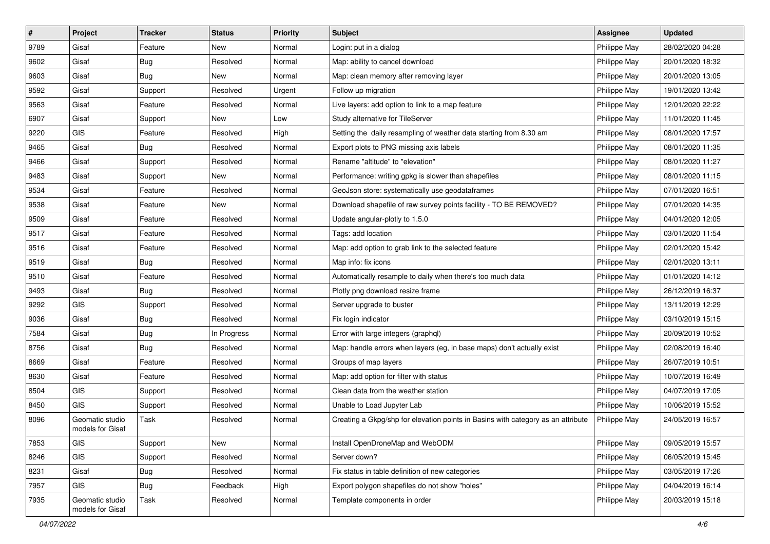| # | Project | Tracker | Status | Priority | Subject | Assignee | Updated |
|---|---|---|---|---|---|---|---|
| 9789 | Gisaf | Feature | New | Normal | Login: put in a dialog | Philippe May | 28/02/2020 04:28 |
| 9602 | Gisaf | Bug | Resolved | Normal | Map: ability to cancel download | Philippe May | 20/01/2020 18:32 |
| 9603 | Gisaf | Bug | New | Normal | Map: clean memory after removing layer | Philippe May | 20/01/2020 13:05 |
| 9592 | Gisaf | Support | Resolved | Urgent | Follow up migration | Philippe May | 19/01/2020 13:42 |
| 9563 | Gisaf | Feature | Resolved | Normal | Live layers: add option to link to a map feature | Philippe May | 12/01/2020 22:22 |
| 6907 | Gisaf | Support | New | Low | Study alternative for TileServer | Philippe May | 11/01/2020 11:45 |
| 9220 | GIS | Feature | Resolved | High | Setting the  daily resampling of weather data starting from 8.30 am | Philippe May | 08/01/2020 17:57 |
| 9465 | Gisaf | Bug | Resolved | Normal | Export plots to PNG missing axis labels | Philippe May | 08/01/2020 11:35 |
| 9466 | Gisaf | Support | Resolved | Normal | Rename "altitude" to "elevation" | Philippe May | 08/01/2020 11:27 |
| 9483 | Gisaf | Support | New | Normal | Performance: writing gpkg is slower than shapefiles | Philippe May | 08/01/2020 11:15 |
| 9534 | Gisaf | Feature | Resolved | Normal | GeoJson store: systematically use geodataframes | Philippe May | 07/01/2020 16:51 |
| 9538 | Gisaf | Feature | New | Normal | Download shapefile of raw survey points facility - TO BE REMOVED? | Philippe May | 07/01/2020 14:35 |
| 9509 | Gisaf | Feature | Resolved | Normal | Update angular-plotly to 1.5.0 | Philippe May | 04/01/2020 12:05 |
| 9517 | Gisaf | Feature | Resolved | Normal | Tags: add location | Philippe May | 03/01/2020 11:54 |
| 9516 | Gisaf | Feature | Resolved | Normal | Map: add option to grab link to the selected feature | Philippe May | 02/01/2020 15:42 |
| 9519 | Gisaf | Bug | Resolved | Normal | Map info: fix icons | Philippe May | 02/01/2020 13:11 |
| 9510 | Gisaf | Feature | Resolved | Normal | Automatically resample to daily when there's too much data | Philippe May | 01/01/2020 14:12 |
| 9493 | Gisaf | Bug | Resolved | Normal | Plotly png download resize frame | Philippe May | 26/12/2019 16:37 |
| 9292 | GIS | Support | Resolved | Normal | Server upgrade to buster | Philippe May | 13/11/2019 12:29 |
| 9036 | Gisaf | Bug | Resolved | Normal | Fix login indicator | Philippe May | 03/10/2019 15:15 |
| 7584 | Gisaf | Bug | In Progress | Normal | Error with large integers (graphql) | Philippe May | 20/09/2019 10:52 |
| 8756 | Gisaf | Bug | Resolved | Normal | Map: handle errors when layers (eg, in base maps) don't actually exist | Philippe May | 02/08/2019 16:40 |
| 8669 | Gisaf | Feature | Resolved | Normal | Groups of map layers | Philippe May | 26/07/2019 10:51 |
| 8630 | Gisaf | Feature | Resolved | Normal | Map: add option for filter with status | Philippe May | 10/07/2019 16:49 |
| 8504 | GIS | Support | Resolved | Normal | Clean data from the weather station | Philippe May | 04/07/2019 17:05 |
| 8450 | GIS | Support | Resolved | Normal | Unable to Load Jupyter Lab | Philippe May | 10/06/2019 15:52 |
| 8096 | Geomatic studio models for Gisaf | Task | Resolved | Normal | Creating a Gkpg/shp for elevation points in Basins with category as an attribute | Philippe May | 24/05/2019 16:57 |
| 7853 | GIS | Support | New | Normal | Install OpenDroneMap and WebODM | Philippe May | 09/05/2019 15:57 |
| 8246 | GIS | Support | Resolved | Normal | Server down? | Philippe May | 06/05/2019 15:45 |
| 8231 | Gisaf | Bug | Resolved | Normal | Fix status in table definition of new categories | Philippe May | 03/05/2019 17:26 |
| 7957 | GIS | Bug | Feedback | High | Export polygon shapefiles do not show "holes" | Philippe May | 04/04/2019 16:14 |
| 7935 | Geomatic studio models for Gisaf | Task | Resolved | Normal | Template components in order | Philippe May | 20/03/2019 15:18 |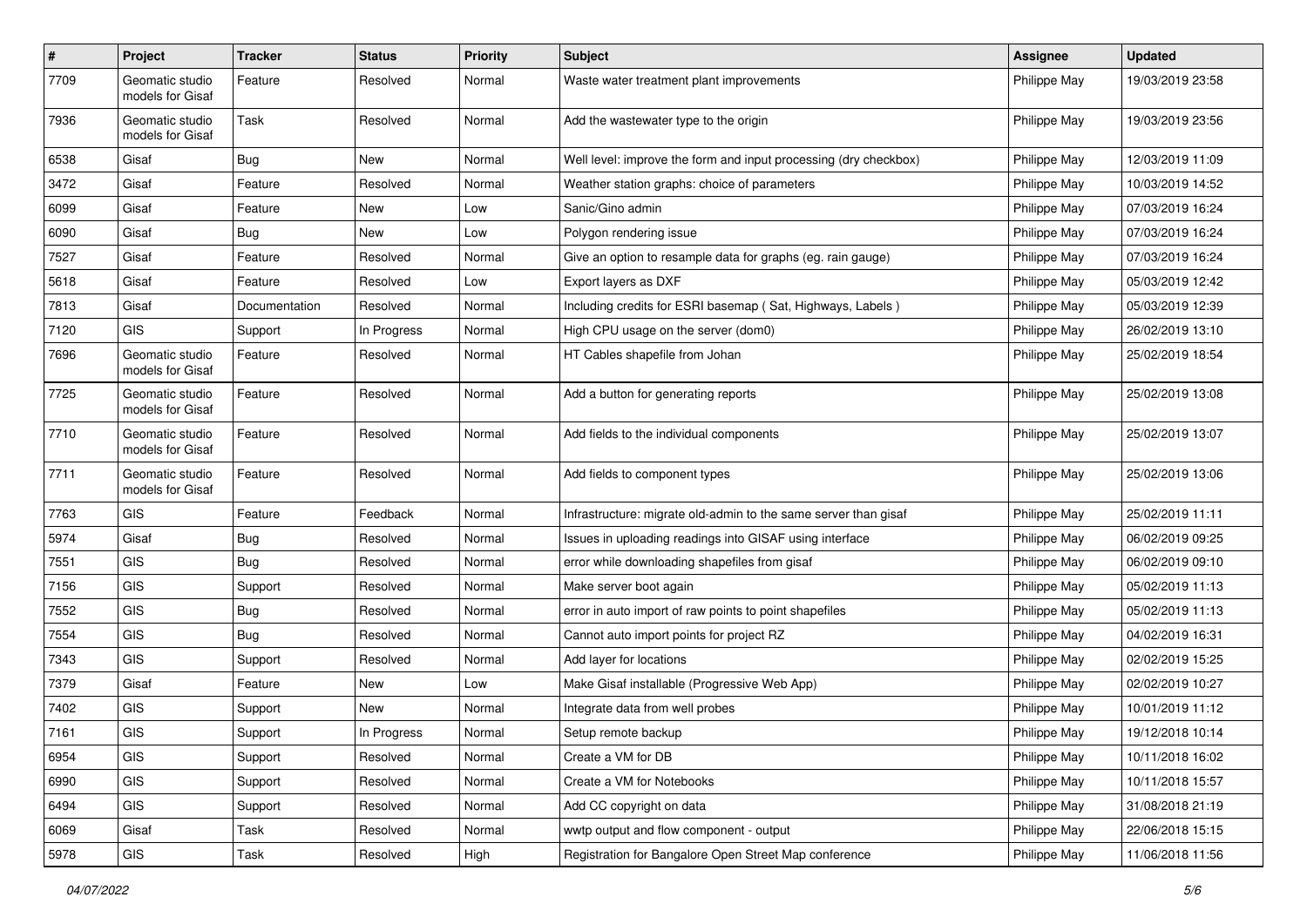| # | Project | Tracker | Status | Priority | Subject | Assignee | Updated |
|---|---|---|---|---|---|---|---|
| 7709 | Geomatic studio models for Gisaf | Feature | Resolved | Normal | Waste water treatment plant improvements | Philippe May | 19/03/2019 23:58 |
| 7936 | Geomatic studio models for Gisaf | Task | Resolved | Normal | Add the wastewater type to the origin | Philippe May | 19/03/2019 23:56 |
| 6538 | Gisaf | Bug | New | Normal | Well level: improve the form and input processing (dry checkbox) | Philippe May | 12/03/2019 11:09 |
| 3472 | Gisaf | Feature | Resolved | Normal | Weather station graphs: choice of parameters | Philippe May | 10/03/2019 14:52 |
| 6099 | Gisaf | Feature | New | Low | Sanic/Gino admin | Philippe May | 07/03/2019 16:24 |
| 6090 | Gisaf | Bug | New | Low | Polygon rendering issue | Philippe May | 07/03/2019 16:24 |
| 7527 | Gisaf | Feature | Resolved | Normal | Give an option to resample data for graphs (eg. rain gauge) | Philippe May | 07/03/2019 16:24 |
| 5618 | Gisaf | Feature | Resolved | Low | Export layers as DXF | Philippe May | 05/03/2019 12:42 |
| 7813 | Gisaf | Documentation | Resolved | Normal | Including credits for ESRI basemap ( Sat, Highways, Labels ) | Philippe May | 05/03/2019 12:39 |
| 7120 | GIS | Support | In Progress | Normal | High CPU usage on the server (dom0) | Philippe May | 26/02/2019 13:10 |
| 7696 | Geomatic studio models for Gisaf | Feature | Resolved | Normal | HT Cables shapefile from Johan | Philippe May | 25/02/2019 18:54 |
| 7725 | Geomatic studio models for Gisaf | Feature | Resolved | Normal | Add a button for generating reports | Philippe May | 25/02/2019 13:08 |
| 7710 | Geomatic studio models for Gisaf | Feature | Resolved | Normal | Add fields to the individual components | Philippe May | 25/02/2019 13:07 |
| 7711 | Geomatic studio models for Gisaf | Feature | Resolved | Normal | Add fields to component types | Philippe May | 25/02/2019 13:06 |
| 7763 | GIS | Feature | Feedback | Normal | Infrastructure: migrate old-admin to the same server than gisaf | Philippe May | 25/02/2019 11:11 |
| 5974 | Gisaf | Bug | Resolved | Normal | Issues in uploading readings into GISAF using interface | Philippe May | 06/02/2019 09:25 |
| 7551 | GIS | Bug | Resolved | Normal | error while downloading shapefiles from gisaf | Philippe May | 06/02/2019 09:10 |
| 7156 | GIS | Support | Resolved | Normal | Make server boot again | Philippe May | 05/02/2019 11:13 |
| 7552 | GIS | Bug | Resolved | Normal | error in auto import of raw points to point shapefiles | Philippe May | 05/02/2019 11:13 |
| 7554 | GIS | Bug | Resolved | Normal | Cannot auto import points for project RZ | Philippe May | 04/02/2019 16:31 |
| 7343 | GIS | Support | Resolved | Normal | Add layer for locations | Philippe May | 02/02/2019 15:25 |
| 7379 | Gisaf | Feature | New | Low | Make Gisaf installable (Progressive Web App) | Philippe May | 02/02/2019 10:27 |
| 7402 | GIS | Support | New | Normal | Integrate data from well probes | Philippe May | 10/01/2019 11:12 |
| 7161 | GIS | Support | In Progress | Normal | Setup remote backup | Philippe May | 19/12/2018 10:14 |
| 6954 | GIS | Support | Resolved | Normal | Create a VM for DB | Philippe May | 10/11/2018 16:02 |
| 6990 | GIS | Support | Resolved | Normal | Create a VM for Notebooks | Philippe May | 10/11/2018 15:57 |
| 6494 | GIS | Support | Resolved | Normal | Add CC copyright on data | Philippe May | 31/08/2018 21:19 |
| 6069 | Gisaf | Task | Resolved | Normal | wwtp output and flow component - output | Philippe May | 22/06/2018 15:15 |
| 5978 | GIS | Task | Resolved | High | Registration for Bangalore Open Street Map conference | Philippe May | 11/06/2018 11:56 |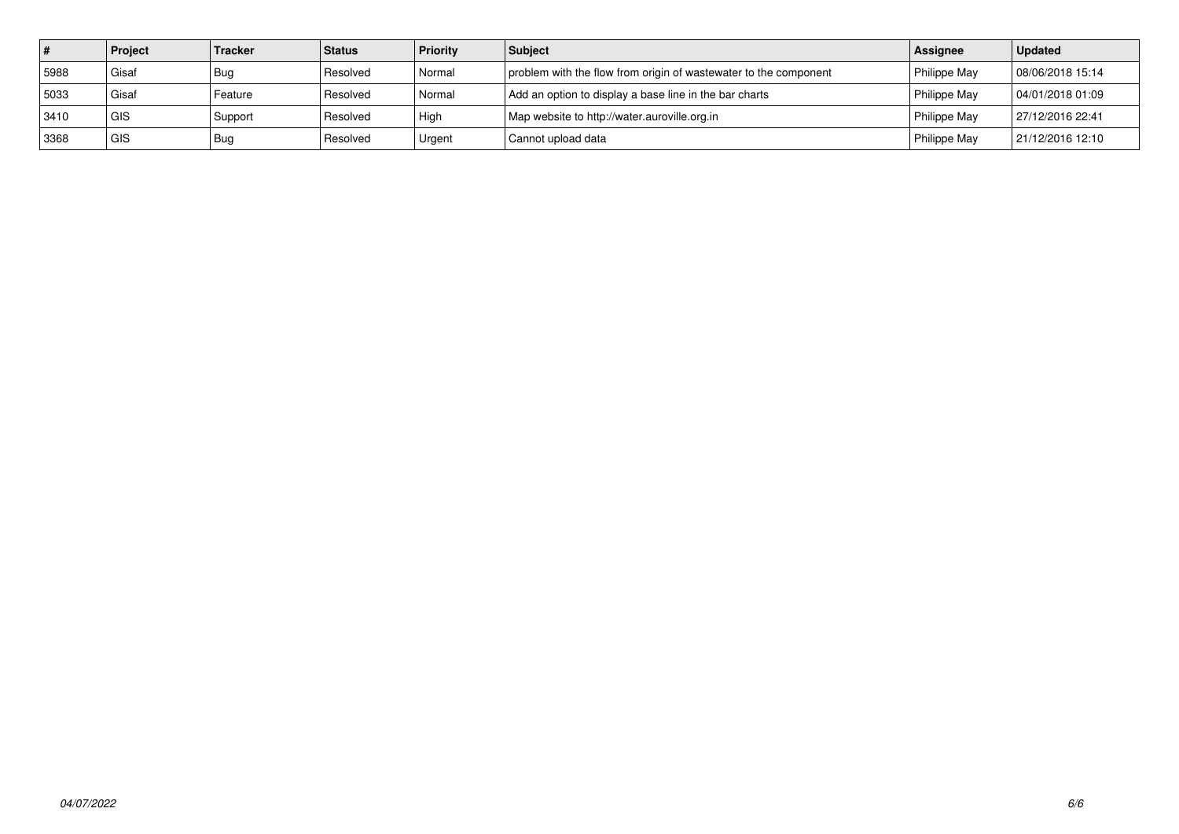| # | Project | Tracker | Status | Priority | Subject | Assignee | Updated |
|---|---|---|---|---|---|---|---|
| 5988 | Gisaf | Bug | Resolved | Normal | problem with the flow from origin of wastewater to the component | Philippe May | 08/06/2018 15:14 |
| 5033 | Gisaf | Feature | Resolved | Normal | Add an option to display a base line in the bar charts | Philippe May | 04/01/2018 01:09 |
| 3410 | GIS | Support | Resolved | High | Map website to http://water.auroville.org.in | Philippe May | 27/12/2016 22:41 |
| 3368 | GIS | Bug | Resolved | Urgent | Cannot upload data | Philippe May | 21/12/2016 12:10 |